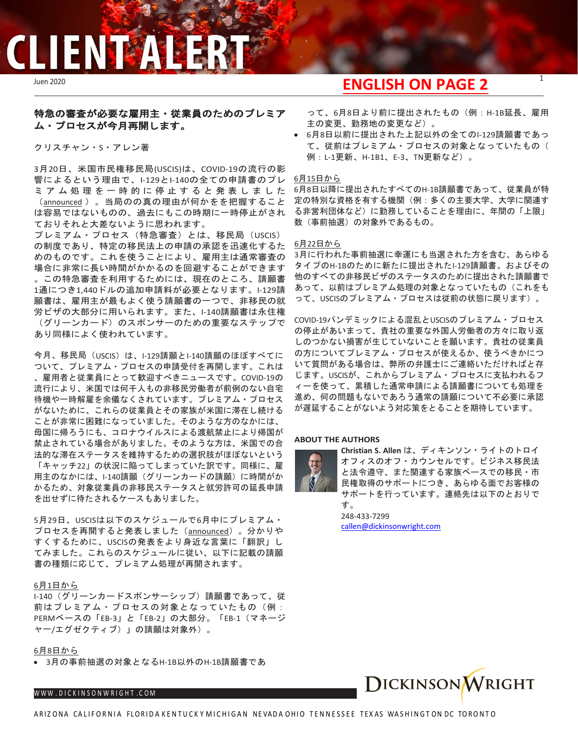# CLIENT ALERT

Juen 2020

## ENGLISH ON PAGE 2

### 特急の審査が必要な雇用主・従業員のためのプレミアム・プロセスが今月再開します。

クリスチャン・S・アレン著

3月20日、米国市民権移民局(USCIS)は、COVID-19の流行の影響によるという理由で、I-129とI-140の全ての申請書のプレミアム処理を一時的に停止すると発表しました（announced）。当局のの真の理由が何かをを把握することは容易ではないものの、過去にもこの時期に一時停止がされておりそれと大差ないように思われます。
プレミアム・プロセス（特急審査）とは、移民局（USCIS）の制度であり、特定の移民法上の申請の承認を迅速化するためのものです。これを使うことにより、雇用主は通常審査の場合に非常に長い時間がかかるのを回避することができます。この特急審査を利用するためには、現在のところ、請願書1通につき1,440ドルの追加申請料が必要となります。I-129請願書は、雇用主が最もよく使う請願書の一つで、非移民の就労ビザの大部分に用いられます。また、I-140請願書は永住権（グリーンカード）のスポンサーのための重要なステップであり同様によく使われています。

今月、移民局（USCIS）は、I-129請願とI-140請願のほぼすべてについて、プレミアム・プロセスの申請受付を再開します。これは、雇用者と従業員にとって歓迎すべきニュースです。COVID-19の流行により、米国では何千人もの非移民労働者が前例のない自宅待機や一時解雇を余儀なくされています。プレミアム・プロセスがないために、これらの従業員とその家族が米国に滞在し続けることが非常に困難になっていました。そのような方のなかには、母国に帰ろうにも、コロナウイルスによる渡航禁止により帰国が禁止されている場合がありました。そのような方は、米国での合法的な滞在ステータスを維持するための選択肢がほぼないという「キャッチ22」の状況に陥ってしまっていた訳です。同様に、雇用主のなかには、I-140請願（グリーンカードの請願）に時間がかかるため、対象従業員の非移民ステータスと就労許可の延長申請を出せずに待たされるケースもありました。

5月29日、USCISは以下のスケジュールで6月中にプレミアム・プロセスを再開すると発表しました（announced）。分かりやすくするために、USCISの発表をより身近な言葉に「翻訳」してみました。これらのスケジュールに従い、以下に記載の請願書の種類に応じて、プレミアム処理が再開されます。

6月1日から
I-140（グリーンカードスポンサーシップ）請願書であって、従前はプレミアム・プロセスの対象となっていたもの（例：PERMベースの「EB-3」と「EB-2」の大部分。「EB-1（マネージャー/エグゼクティブ）」の請願は対象外）。

6月8日から

- 3月の事前抽選の対象となるH-1B以外のH-1B請願書であって、6月8日より前に提出されたもの（例：H-1B延長、雇用主の変更、勤務地の変更など）。
- 6月8日以前に提出された上記以外の全てのI-129請願書であって、従前はプレミアム・プロセスの対象となっていたもの（例：L-1更新、H-1B1、E-3、TN更新など）。

6月15日から
6月8日以降に提出されたすべてのH-1B請願書であって、従業員が特定の特別な資格を有する機関（例：多くの主要大学、大学に関連する非営利団体など）に勤務していることを理由に、年間の「上限」数（事前抽選）の対象外であるもの。

6月22日から
3月に行われた事前抽選に幸運にも当選された方を含む、あらゆるタイプのH-1Bのために新たに提出されたI-129請願書。およびその他のすべての非移民ビザのステータスのために提出された請願書であって、以前はプレミアム処理の対象となっていたもの（これをもって、USCISのプレミアム・プロセスは従前の状態に戻ります）。

COVID-19パンデミックによる混乱とUSCISのプレミアム・プロセスの停止があいまって、貴社の重要な外国人労働者の方々に取り返しのつかない損害が生じていないことを願います。貴社の従業員の方についてプレミアム・プロセスが使えるか、使うべきかについて質問がある場合は、弊所の弁護士にご連絡いただければと存じます。USCISが、これからプレミアム・プロセスに支払われるフィーを使って、累積した通常申請による請願書についても処理を進め、何の問題もないであろう通常の請願について不必要に承認が遅延することがないよう対応策をとることを期待しています。

#### ABOUT THE AUTHORS

**Christian S. Allen** は、ディキンソン・ライトのトロイオフィスのオフ・カウンセルです。ビジネス移民法と法令遵守、また関連する家族ベースでの移民・市民権取得のサポートにつき、あらゆる面でお客様のサポートを行っています。連絡先は以下のとおりです。
248-433-7299
callen@dickinsonwright.com

WWW.DICKINSONWRIGHT.COM

DICKINSON WRIGHT

ARIZONA CALIFORNIA FLORIDA KENTUCKY MICHIGAN NEVADA OHIO TENNESSEE TEXAS WASHINGTON DC TORONTO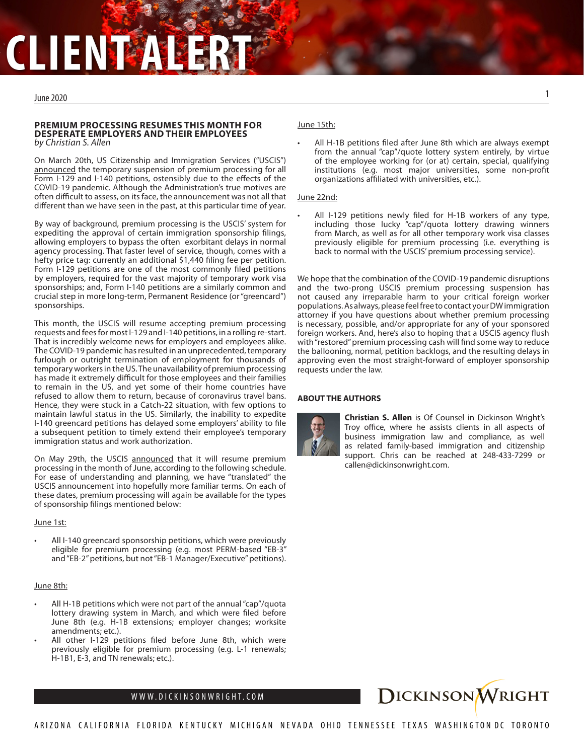# CLIENT ALERT

June 2020

## PREMIUM PROCESSING RESUMES THIS MONTH FOR DESPERATE EMPLOYERS AND THEIR EMPLOYEES

*by Christian S. Allen*

On March 20th, US Citizenship and Immigration Services ("USCIS") announced the temporary suspension of premium processing for all Form I-129 and I-140 petitions, ostensibly due to the effects of the COVID-19 pandemic. Although the Administration's true motives are often difficult to assess, on its face, the announcement was not all that different than we have seen in the past, at this particular time of year.

By way of background, premium processing is the USCIS' system for expediting the approval of certain immigration sponsorship filings, allowing employers to bypass the often exorbitant delays in normal agency processing. That faster level of service, though, comes with a hefty price tag: currently an additional $1,440 filing fee per petition. Form I-129 petitions are one of the most commonly filed petitions by employers, required for the vast majority of temporary work visa sponsorships; and, Form I-140 petitions are a similarly common and crucial step in more long-term, Permanent Residence (or "greencard") sponsorships.

This month, the USCIS will resume accepting premium processing requests and fees for most I-129 and I-140 petitions, in a rolling re-start. That is incredibly welcome news for employers and employees alike. The COVID-19 pandemic has resulted in an unprecedented, temporary furlough or outright termination of employment for thousands of temporary workers in the US. The unavailability of premium processing has made it extremely difficult for those employees and their families to remain in the US, and yet some of their home countries have refused to allow them to return, because of coronavirus travel bans. Hence, they were stuck in a Catch-22 situation, with few options to maintain lawful status in the US. Similarly, the inability to expedite I-140 greencard petitions has delayed some employers' ability to file a subsequent petition to timely extend their employee's temporary immigration status and work authorization.

On May 29th, the USCIS announced that it will resume premium processing in the month of June, according to the following schedule. For ease of understanding and planning, we have "translated" the USCIS announcement into hopefully more familiar terms. On each of these dates, premium processing will again be available for the types of sponsorship filings mentioned below:

June 1st:

- All I-140 greencard sponsorship petitions, which were previously eligible for premium processing (e.g. most PERM-based "EB-3" and "EB-2" petitions, but not "EB-1 Manager/Executive" petitions).

June 8th:

- All H-1B petitions which were not part of the annual "cap"/quota lottery drawing system in March, and which were filed before June 8th (e.g. H-1B extensions; employer changes; worksite amendments; etc.).
- All other I-129 petitions filed before June 8th, which were previously eligible for premium processing (e.g. L-1 renewals; H-1B1, E-3, and TN renewals; etc.).

June 15th:

- All H-1B petitions filed after June 8th which are always exempt from the annual "cap"/quote lottery system entirely, by virtue of the employee working for (or at) certain, special, qualifying institutions (e.g. most major universities, some non-profit organizations affiliated with universities, etc.).

June 22nd:

- All I-129 petitions newly filed for H-1B workers of any type, including those lucky "cap"/quota lottery drawing winners from March, as well as for all other temporary work visa classes previously eligible for premium processing (i.e. everything is back to normal with the USCIS' premium processing service).

We hope that the combination of the COVID-19 pandemic disruptions and the two-prong USCIS premium processing suspension has not caused any irreparable harm to your critical foreign worker populations. As always, please feel free to contact your DW immigration attorney if you have questions about whether premium processing is necessary, possible, and/or appropriate for any of your sponsored foreign workers. And, here's also to hoping that a USCIS agency flush with "restored" premium processing cash will find some way to reduce the ballooning, normal, petition backlogs, and the resulting delays in approving even the most straight-forward of employer sponsorship requests under the law.

### ABOUT THE AUTHORS

**Christian S. Allen** is Of Counsel in Dickinson Wright's Troy office, where he assists clients in all aspects of business immigration law and compliance, as well as related family-based immigration and citizenship support. Chris can be reached at 248-433-7299 or callen@dickinsonwright.com.

WWW.DICKINSONWRIGHT.COM

DICKINSON WRIGHT

ARIZONA CALIFORNIA FLORIDA KENTUCKY MICHIGAN NEVADA OHIO TENNESSEE TEXAS WASHINGTON DC TORONTO